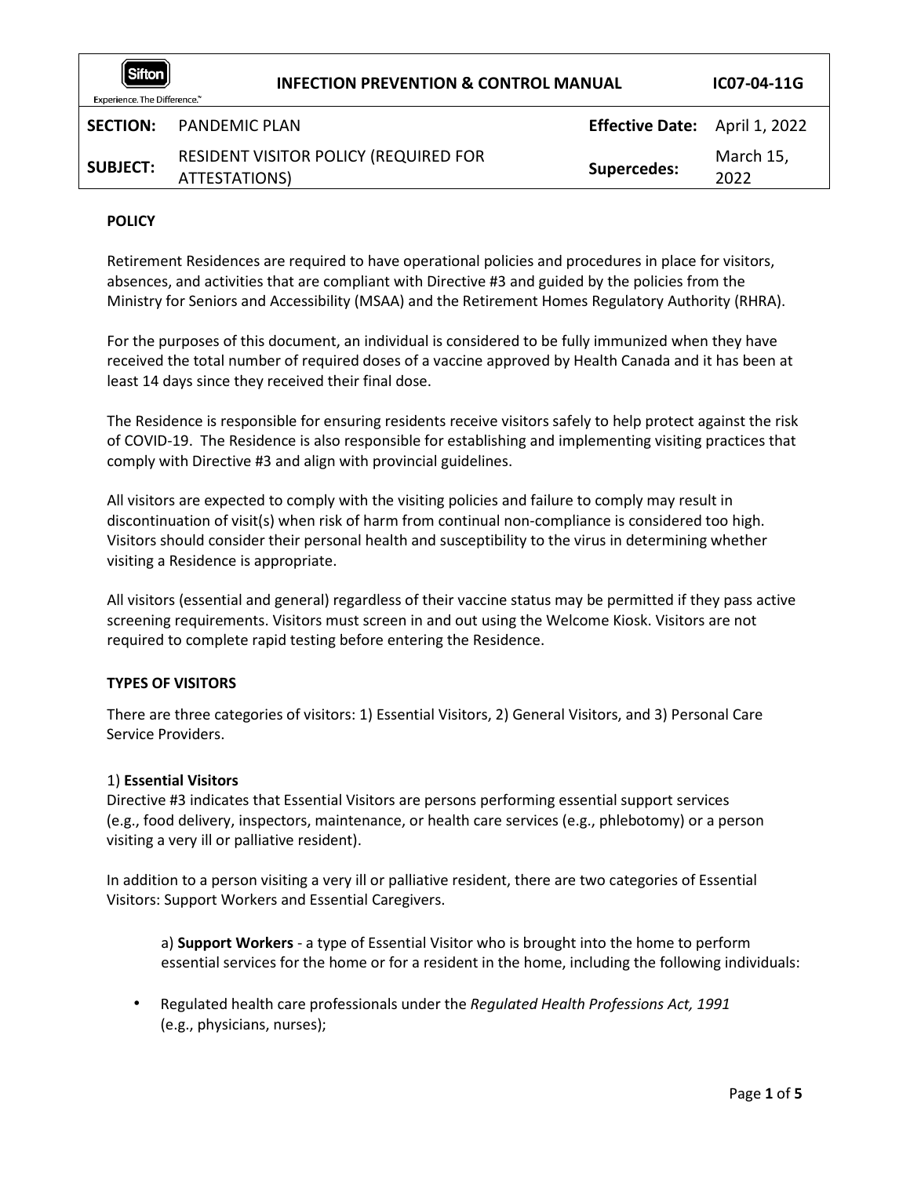| | INFECTION PREVENTION & CONTROL MANUAL | | IC07-04-11G |
|---|---|---|---|
| **SECTION:** | PANDEMIC PLAN | **Effective Date:** | April 1, 2022 |
| **SUBJECT:** | RESIDENT VISITOR POLICY (REQUIRED FOR ATTESTATIONS) | **Supercedes:** | March 15, 2022 |

**POLICY**

Retirement Residences are required to have operational policies and procedures in place for visitors, absences, and activities that are compliant with Directive #3 and guided by the policies from the Ministry for Seniors and Accessibility (MSAA) and the Retirement Homes Regulatory Authority (RHRA).

For the purposes of this document, an individual is considered to be fully immunized when they have received the total number of required doses of a vaccine approved by Health Canada and it has been at least 14 days since they received their final dose.

The Residence is responsible for ensuring residents receive visitors safely to help protect against the risk of COVID-19. The Residence is also responsible for establishing and implementing visiting practices that comply with Directive #3 and align with provincial guidelines.

All visitors are expected to comply with the visiting policies and failure to comply may result in discontinuation of visit(s) when risk of harm from continual non-compliance is considered too high. Visitors should consider their personal health and susceptibility to the virus in determining whether visiting a Residence is appropriate.

All visitors (essential and general) regardless of their vaccine status may be permitted if they pass active screening requirements. Visitors must screen in and out using the Welcome Kiosk. Visitors are not required to complete rapid testing before entering the Residence.

**TYPES OF VISITORS**

There are three categories of visitors: 1) Essential Visitors, 2) General Visitors, and 3) Personal Care Service Providers.

1) **Essential Visitors**
Directive #3 indicates that Essential Visitors are persons performing essential support services (e.g., food delivery, inspectors, maintenance, or health care services (e.g., phlebotomy) or a person visiting a very ill or palliative resident).

In addition to a person visiting a very ill or palliative resident, there are two categories of Essential Visitors: Support Workers and Essential Caregivers.

a) **Support Workers** - a type of Essential Visitor who is brought into the home to perform essential services for the home or for a resident in the home, including the following individuals:

- Regulated health care professionals under the *Regulated Health Professions Act, 1991* (e.g., physicians, nurses);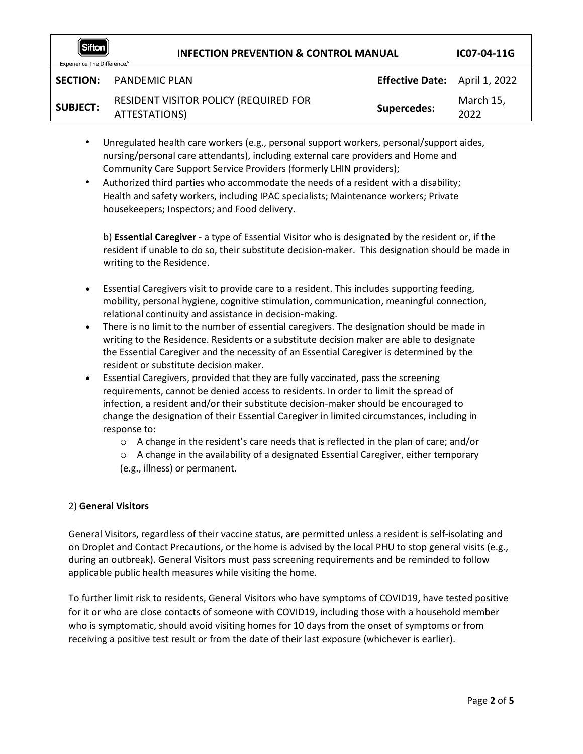- Unregulated health care workers (e.g., personal support workers, personal/support aides, nursing/personal care attendants), including external care providers and Home and Community Care Support Service Providers (formerly LHIN providers);
- Authorized third parties who accommodate the needs of a resident with a disability; Health and safety workers, including IPAC specialists; Maintenance workers; Private housekeepers; Inspectors; and Food delivery.

b) **Essential Caregiver** - a type of Essential Visitor who is designated by the resident or, if the resident if unable to do so, their substitute decision-maker. This designation should be made in writing to the Residence.

- Essential Caregivers visit to provide care to a resident. This includes supporting feeding, mobility, personal hygiene, cognitive stimulation, communication, meaningful connection, relational continuity and assistance in decision-making.
- There is no limit to the number of essential caregivers. The designation should be made in writing to the Residence. Residents or a substitute decision maker are able to designate the Essential Caregiver and the necessity of an Essential Caregiver is determined by the resident or substitute decision maker.
- Essential Caregivers, provided that they are fully vaccinated, pass the screening requirements, cannot be denied access to residents. In order to limit the spread of infection, a resident and/or their substitute decision-maker should be encouraged to change the designation of their Essential Caregiver in limited circumstances, including in response to:
    - A change in the resident's care needs that is reflected in the plan of care; and/or
    - A change in the availability of a designated Essential Caregiver, either temporary (e.g., illness) or permanent.

2) **General Visitors**

General Visitors, regardless of their vaccine status, are permitted unless a resident is self-isolating and on Droplet and Contact Precautions, or the home is advised by the local PHU to stop general visits (e.g., during an outbreak). General Visitors must pass screening requirements and be reminded to follow applicable public health measures while visiting the home.

To further limit risk to residents, General Visitors who have symptoms of COVID19, have tested positive for it or who are close contacts of someone with COVID19, including those with a household member who is symptomatic, should avoid visiting homes for 10 days from the onset of symptoms or from receiving a positive test result or from the date of their last exposure (whichever is earlier).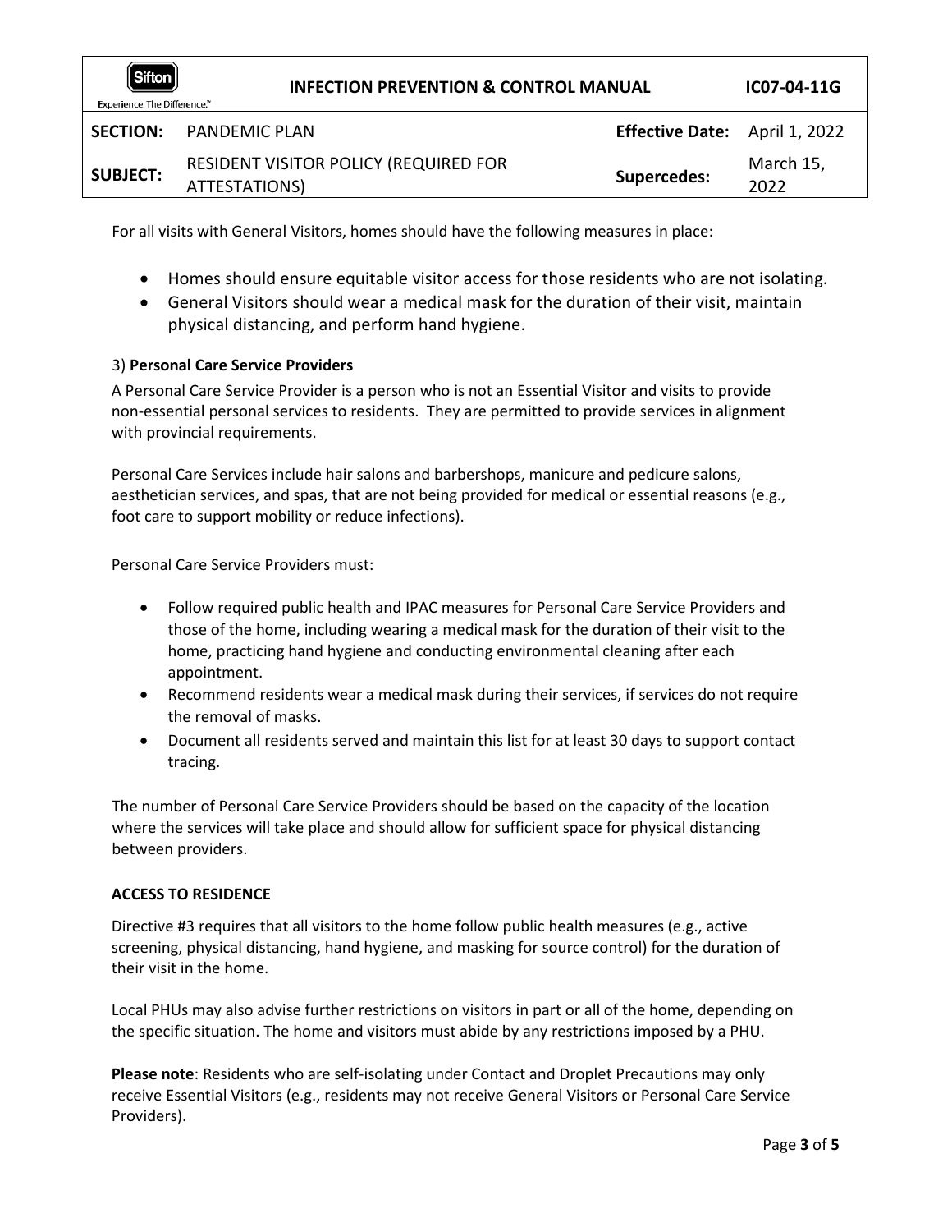For all visits with General Visitors, homes should have the following measures in place:

- Homes should ensure equitable visitor access for those residents who are not isolating.
- General Visitors should wear a medical mask for the duration of their visit, maintain physical distancing, and perform hand hygiene.

3) **Personal Care Service Providers**

A Personal Care Service Provider is a person who is not an Essential Visitor and visits to provide non-essential personal services to residents. They are permitted to provide services in alignment with provincial requirements.

Personal Care Services include hair salons and barbershops, manicure and pedicure salons, aesthetician services, and spas, that are not being provided for medical or essential reasons (e.g., foot care to support mobility or reduce infections).

Personal Care Service Providers must:

- Follow required public health and IPAC measures for Personal Care Service Providers and those of the home, including wearing a medical mask for the duration of their visit to the home, practicing hand hygiene and conducting environmental cleaning after each appointment.
- Recommend residents wear a medical mask during their services, if services do not require the removal of masks.
- Document all residents served and maintain this list for at least 30 days to support contact tracing.

The number of Personal Care Service Providers should be based on the capacity of the location where the services will take place and should allow for sufficient space for physical distancing between providers.

**ACCESS TO RESIDENCE**

Directive #3 requires that all visitors to the home follow public health measures (e.g., active screening, physical distancing, hand hygiene, and masking for source control) for the duration of their visit in the home.

Local PHUs may also advise further restrictions on visitors in part or all of the home, depending on the specific situation. The home and visitors must abide by any restrictions imposed by a PHU.

**Please note**: Residents who are self-isolating under Contact and Droplet Precautions may only receive Essential Visitors (e.g., residents may not receive General Visitors or Personal Care Service Providers).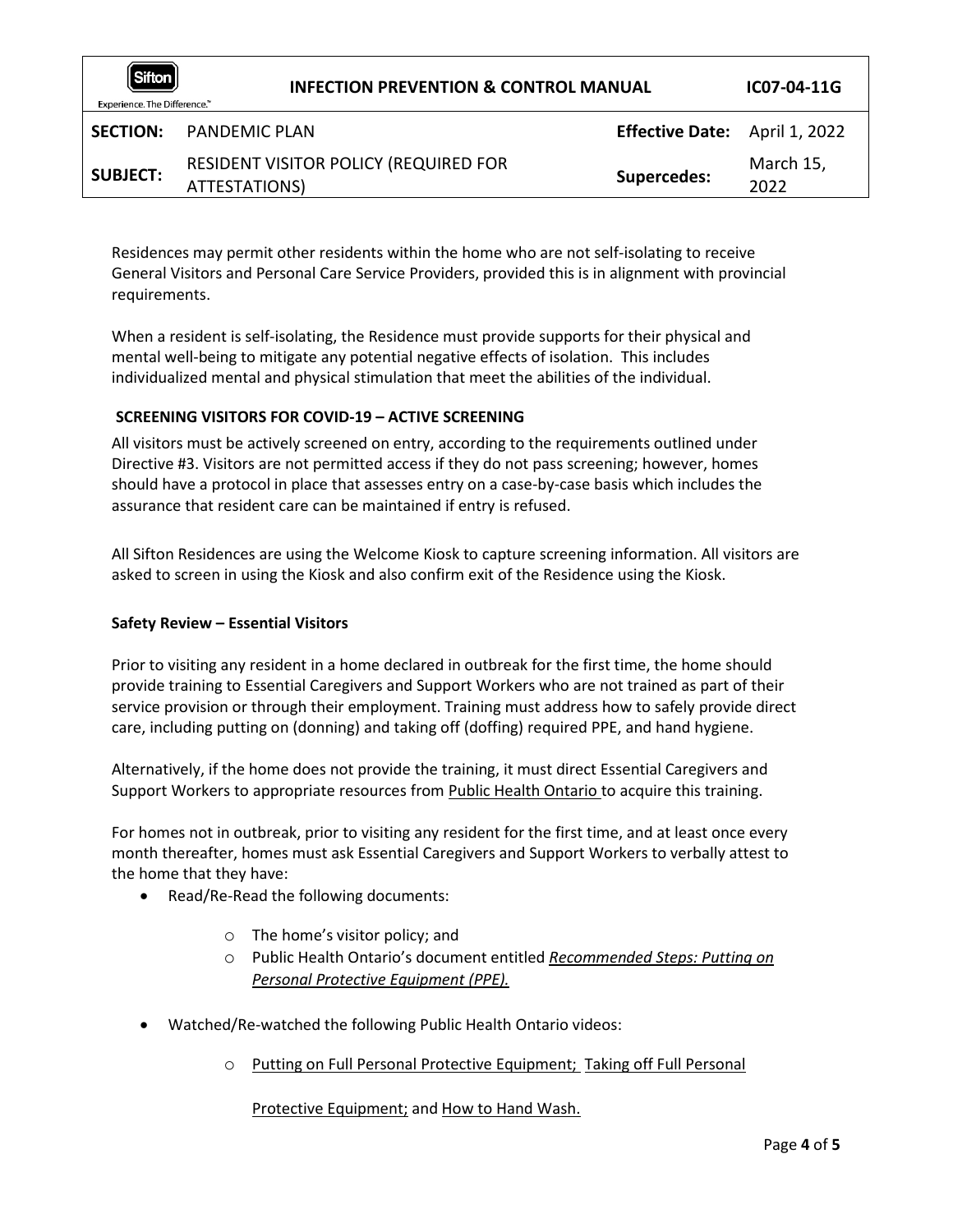Residences may permit other residents within the home who are not self-isolating to receive General Visitors and Personal Care Service Providers, provided this is in alignment with provincial requirements.

When a resident is self-isolating, the Residence must provide supports for their physical and mental well-being to mitigate any potential negative effects of isolation. This includes individualized mental and physical stimulation that meet the abilities of the individual.

### SCREENING VISITORS FOR COVID-19 – ACTIVE SCREENING

All visitors must be actively screened on entry, according to the requirements outlined under Directive #3. Visitors are not permitted access if they do not pass screening; however, homes should have a protocol in place that assesses entry on a case-by-case basis which includes the assurance that resident care can be maintained if entry is refused.

All Sifton Residences are using the Welcome Kiosk to capture screening information. All visitors are asked to screen in using the Kiosk and also confirm exit of the Residence using the Kiosk.

#### Safety Review – Essential Visitors

Prior to visiting any resident in a home declared in outbreak for the first time, the home should provide training to Essential Caregivers and Support Workers who are not trained as part of their service provision or through their employment. Training must address how to safely provide direct care, including putting on (donning) and taking off (doffing) required PPE, and hand hygiene.

Alternatively, if the home does not provide the training, it must direct Essential Caregivers and Support Workers to appropriate resources from Public Health Ontario to acquire this training.

For homes not in outbreak, prior to visiting any resident for the first time, and at least once every month thereafter, homes must ask Essential Caregivers and Support Workers to verbally attest to the home that they have:

- Read/Re-Read the following documents:
  - The home's visitor policy; and
  - Public Health Ontario's document entitled *Recommended Steps: Putting on Personal Protective Equipment (PPE).*
- Watched/Re-watched the following Public Health Ontario videos:
  - Putting on Full Personal Protective Equipment; Taking off Full Personal Protective Equipment; and How to Hand Wash.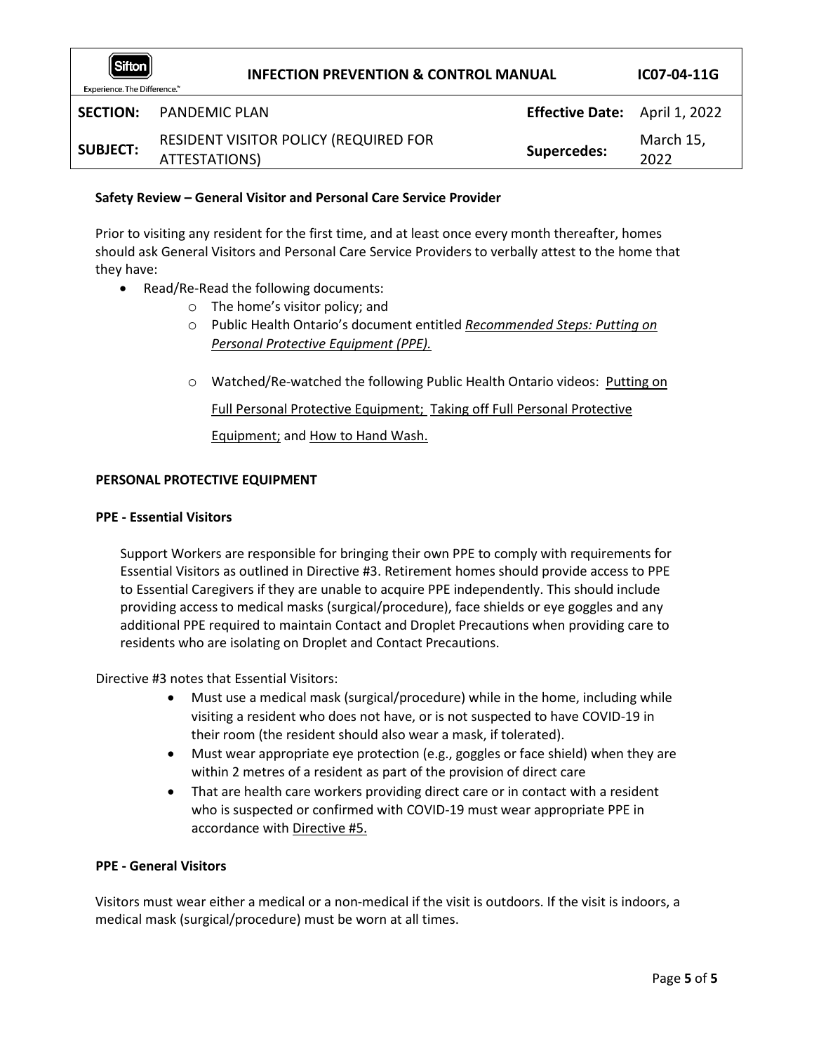**Safety Review – General Visitor and Personal Care Service Provider**

Prior to visiting any resident for the first time, and at least once every month thereafter, homes should ask General Visitors and Personal Care Service Providers to verbally attest to the home that they have:

- Read/Re-Read the following documents:
  - The home's visitor policy; and
  - Public Health Ontario's document entitled *Recommended Steps: Putting on Personal Protective Equipment (PPE).*
  - Watched/Re-watched the following Public Health Ontario videos: Putting on Full Personal Protective Equipment; Taking off Full Personal Protective Equipment; and How to Hand Wash.

**PERSONAL PROTECTIVE EQUIPMENT**

**PPE - Essential Visitors**

Support Workers are responsible for bringing their own PPE to comply with requirements for Essential Visitors as outlined in Directive #3. Retirement homes should provide access to PPE to Essential Caregivers if they are unable to acquire PPE independently. This should include providing access to medical masks (surgical/procedure), face shields or eye goggles and any additional PPE required to maintain Contact and Droplet Precautions when providing care to residents who are isolating on Droplet and Contact Precautions.

Directive #3 notes that Essential Visitors:

- Must use a medical mask (surgical/procedure) while in the home, including while visiting a resident who does not have, or is not suspected to have COVID-19 in their room (the resident should also wear a mask, if tolerated).
- Must wear appropriate eye protection (e.g., goggles or face shield) when they are within 2 metres of a resident as part of the provision of direct care
- That are health care workers providing direct care or in contact with a resident who is suspected or confirmed with COVID-19 must wear appropriate PPE in accordance with Directive #5.

**PPE - General Visitors**

Visitors must wear either a medical or a non-medical if the visit is outdoors. If the visit is indoors, a medical mask (surgical/procedure) must be worn at all times.